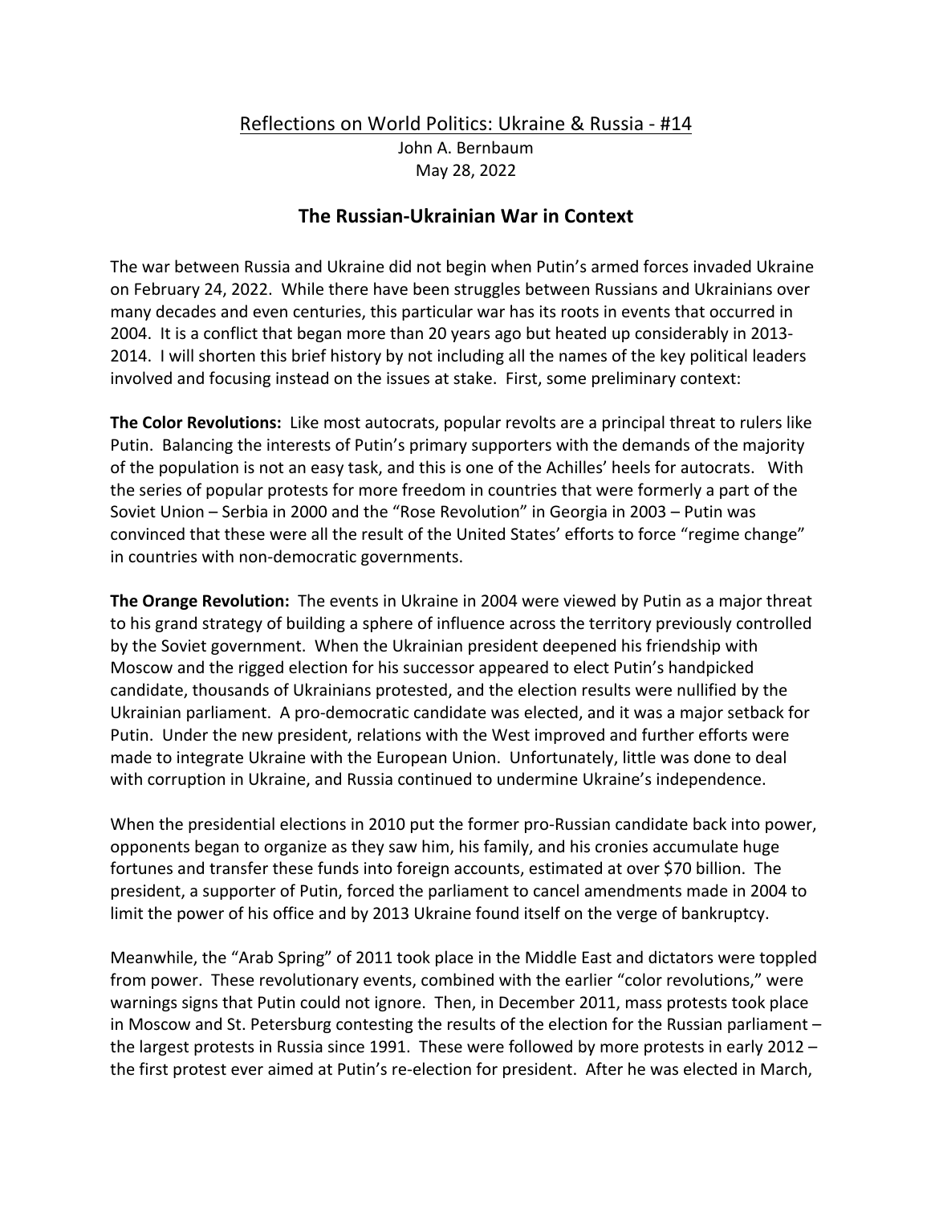Reflections on World Politics: Ukraine & Russia - #14

John A. Bernbaum

May 28, 2022

## The Russian-Ukrainian War in Context

The war between Russia and Ukraine did not begin when Putin's armed forces invaded Ukraine on February 24, 2022. While there have been struggles between Russians and Ukrainians over many decades and even centuries, this particular war has its roots in events that occurred in 2004. It is a conflict that began more than 20 years ago but heated up considerably in 2013-2014. I will shorten this brief history by not including all the names of the key political leaders involved and focusing instead on the issues at stake. First, some preliminary context:

**The Color Revolutions:** Like most autocrats, popular revolts are a principal threat to rulers like Putin. Balancing the interests of Putin's primary supporters with the demands of the majority of the population is not an easy task, and this is one of the Achilles' heels for autocrats. With the series of popular protests for more freedom in countries that were formerly a part of the Soviet Union – Serbia in 2000 and the "Rose Revolution" in Georgia in 2003 – Putin was convinced that these were all the result of the United States' efforts to force "regime change" in countries with non-democratic governments.

**The Orange Revolution:** The events in Ukraine in 2004 were viewed by Putin as a major threat to his grand strategy of building a sphere of influence across the territory previously controlled by the Soviet government. When the Ukrainian president deepened his friendship with Moscow and the rigged election for his successor appeared to elect Putin's handpicked candidate, thousands of Ukrainians protested, and the election results were nullified by the Ukrainian parliament. A pro-democratic candidate was elected, and it was a major setback for Putin. Under the new president, relations with the West improved and further efforts were made to integrate Ukraine with the European Union. Unfortunately, little was done to deal with corruption in Ukraine, and Russia continued to undermine Ukraine's independence.

When the presidential elections in 2010 put the former pro-Russian candidate back into power, opponents began to organize as they saw him, his family, and his cronies accumulate huge fortunes and transfer these funds into foreign accounts, estimated at over $70 billion. The president, a supporter of Putin, forced the parliament to cancel amendments made in 2004 to limit the power of his office and by 2013 Ukraine found itself on the verge of bankruptcy.

Meanwhile, the "Arab Spring" of 2011 took place in the Middle East and dictators were toppled from power. These revolutionary events, combined with the earlier "color revolutions," were warnings signs that Putin could not ignore. Then, in December 2011, mass protests took place in Moscow and St. Petersburg contesting the results of the election for the Russian parliament – the largest protests in Russia since 1991. These were followed by more protests in early 2012 – the first protest ever aimed at Putin's re-election for president. After he was elected in March,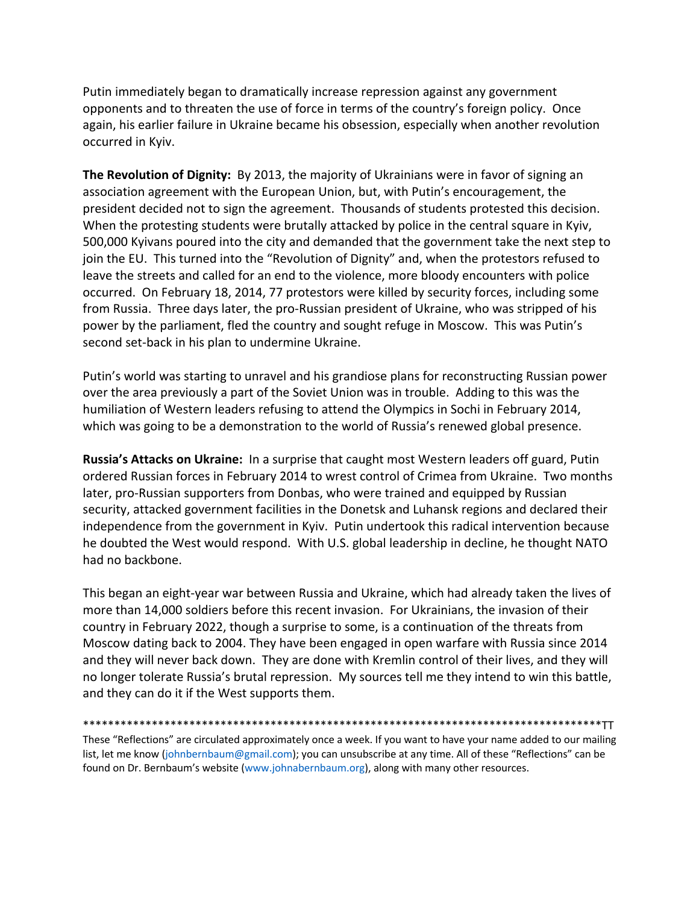Putin immediately began to dramatically increase repression against any government opponents and to threaten the use of force in terms of the country's foreign policy. Once again, his earlier failure in Ukraine became his obsession, especially when another revolution occurred in Kyiv.

**The Revolution of Dignity:** By 2013, the majority of Ukrainians were in favor of signing an association agreement with the European Union, but, with Putin's encouragement, the president decided not to sign the agreement. Thousands of students protested this decision. When the protesting students were brutally attacked by police in the central square in Kyiv, 500,000 Kyivans poured into the city and demanded that the government take the next step to join the EU. This turned into the "Revolution of Dignity" and, when the protestors refused to leave the streets and called for an end to the violence, more bloody encounters with police occurred. On February 18, 2014, 77 protestors were killed by security forces, including some from Russia. Three days later, the pro-Russian president of Ukraine, who was stripped of his power by the parliament, fled the country and sought refuge in Moscow. This was Putin's second set-back in his plan to undermine Ukraine.

Putin's world was starting to unravel and his grandiose plans for reconstructing Russian power over the area previously a part of the Soviet Union was in trouble. Adding to this was the humiliation of Western leaders refusing to attend the Olympics in Sochi in February 2014, which was going to be a demonstration to the world of Russia's renewed global presence.

**Russia's Attacks on Ukraine:** In a surprise that caught most Western leaders off guard, Putin ordered Russian forces in February 2014 to wrest control of Crimea from Ukraine. Two months later, pro-Russian supporters from Donbas, who were trained and equipped by Russian security, attacked government facilities in the Donetsk and Luhansk regions and declared their independence from the government in Kyiv. Putin undertook this radical intervention because he doubted the West would respond. With U.S. global leadership in decline, he thought NATO had no backbone.

This began an eight-year war between Russia and Ukraine, which had already taken the lives of more than 14,000 soldiers before this recent invasion. For Ukrainians, the invasion of their country in February 2022, though a surprise to some, is a continuation of the threats from Moscow dating back to 2004. They have been engaged in open warfare with Russia since 2014 and they will never back down. They are done with Kremlin control of their lives, and they will no longer tolerate Russia's brutal repression. My sources tell me they intend to win this battle, and they can do it if the West supports them.

************************************************************************************TT

These "Reflections" are circulated approximately once a week. If you want to have your name added to our mailing list, let me know (johnbernbaum@gmail.com); you can unsubscribe at any time. All of these "Reflections" can be found on Dr. Bernbaum's website (www.johnabernbaum.org), along with many other resources.